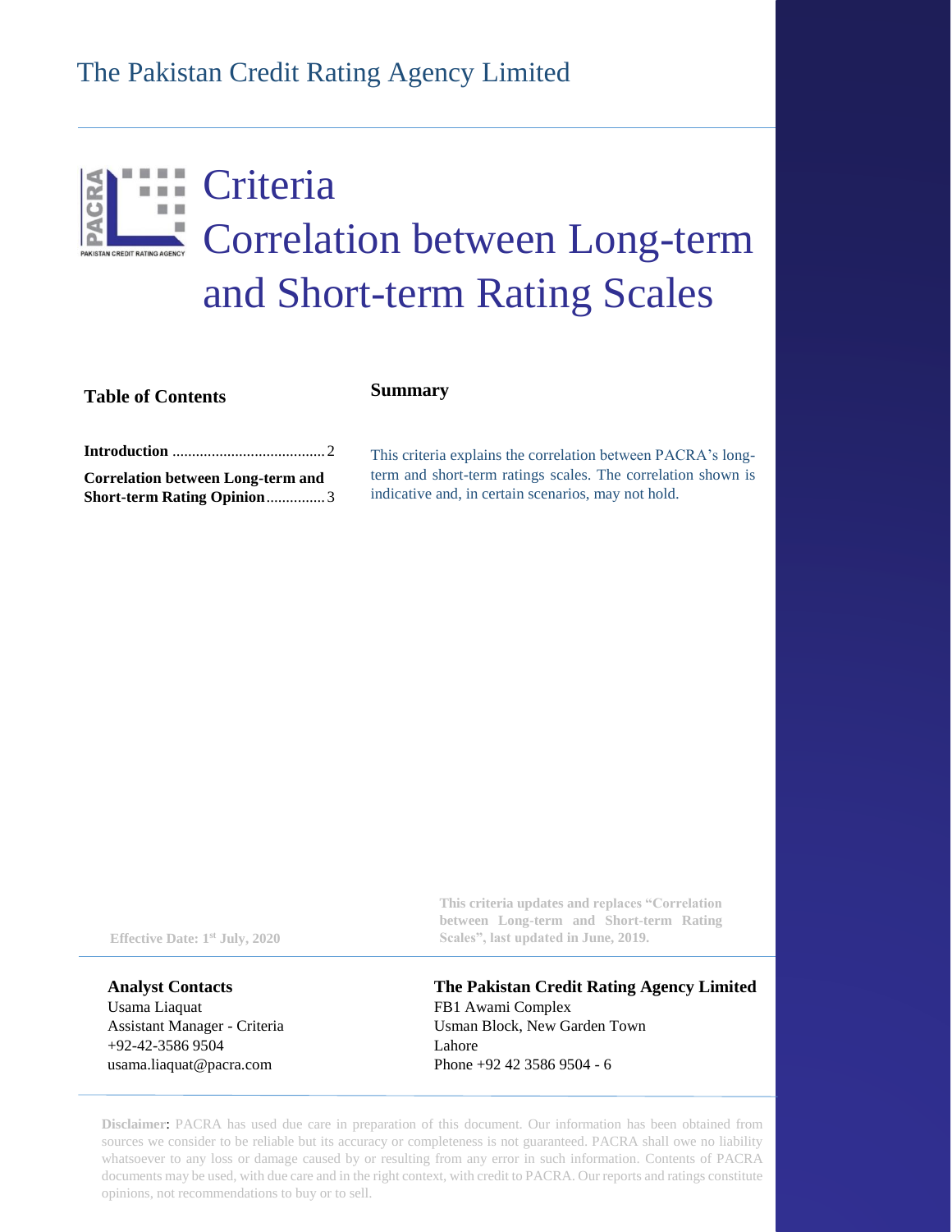# The Pakistan Credit Rating Agency Limited

# Criteria
# Correlation between Long-term and Short-term Rating Scales

**Table of Contents**

**Introduction** ....................................... 2

**Correlation between Long-term and Short-term Rating Opinion** ............... 3

## Summary

This criteria explains the correlation between PACRA's long-term and short-term ratings scales. The correlation shown is indicative and, in certain scenarios, may not hold.

**Effective Date: 1st July, 2020**

**This criteria updates and replaces "Correlation between Long-term and Short-term Rating Scales", last updated in June, 2019.**

**Analyst Contacts**
Usama Liaquat
Assistant Manager - Criteria
+92-42-3586 9504
usama.liaquat@pacra.com

**The Pakistan Credit Rating Agency Limited**
FB1 Awami Complex
Usman Block, New Garden Town
Lahore
Phone +92 42 3586 9504 - 6

**Disclaimer**: PACRA has used due care in preparation of this document. Our information has been obtained from sources we consider to be reliable but its accuracy or completeness is not guaranteed. PACRA shall owe no liability whatsoever to any loss or damage caused by or resulting from any error in such information. Contents of PACRA documents may be used, with due care and in the right context, with credit to PACRA. Our reports and ratings constitute opinions, not recommendations to buy or to sell.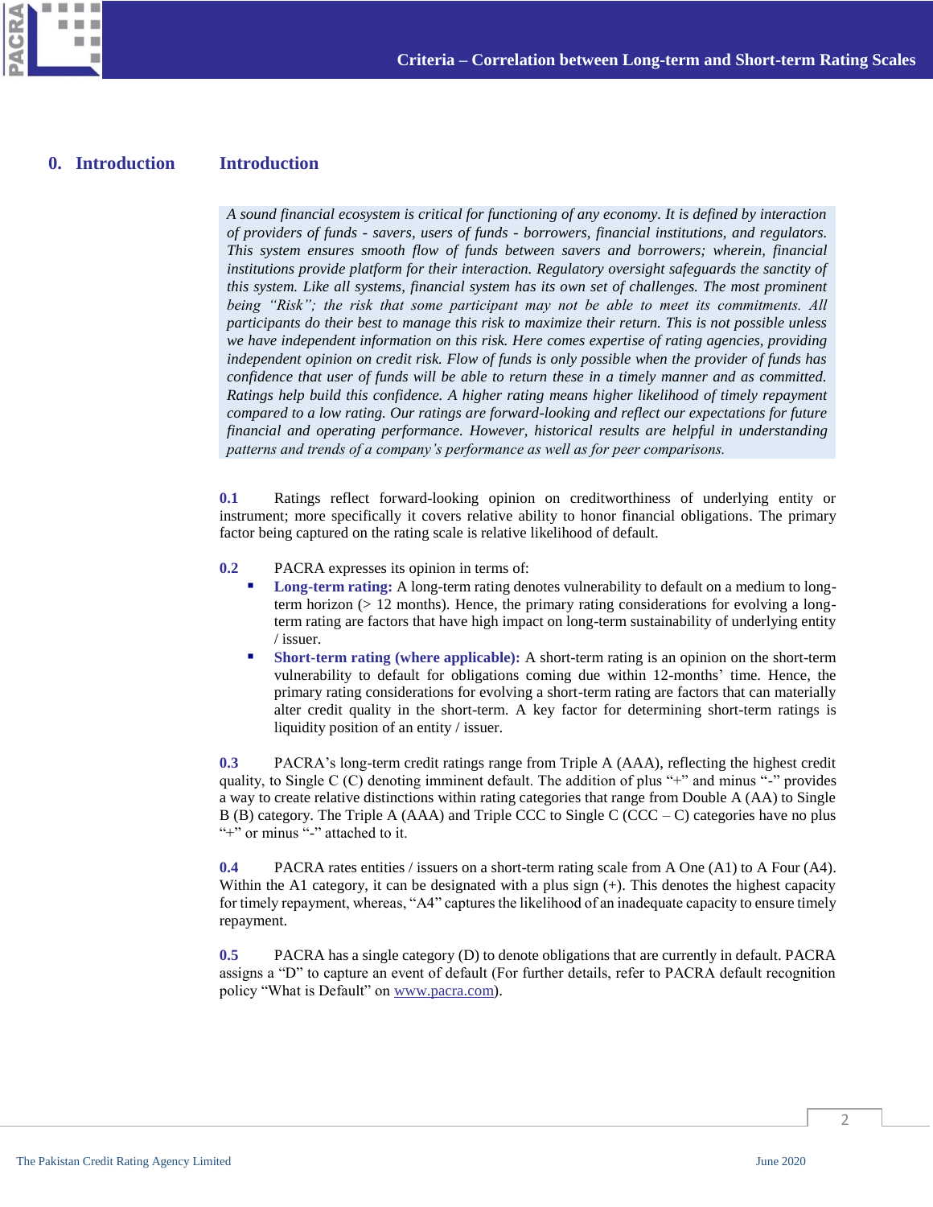## 0. Introduction

### Introduction

*A sound financial ecosystem is critical for functioning of any economy. It is defined by interaction of providers of funds - savers, users of funds - borrowers, financial institutions, and regulators. This system ensures smooth flow of funds between savers and borrowers; wherein, financial institutions provide platform for their interaction. Regulatory oversight safeguards the sanctity of this system. Like all systems, financial system has its own set of challenges. The most prominent being "Risk"; the risk that some participant may not be able to meet its commitments. All participants do their best to manage this risk to maximize their return. This is not possible unless we have independent information on this risk. Here comes expertise of rating agencies, providing independent opinion on credit risk. Flow of funds is only possible when the provider of funds has confidence that user of funds will be able to return these in a timely manner and as committed. Ratings help build this confidence. A higher rating means higher likelihood of timely repayment compared to a low rating. Our ratings are forward-looking and reflect our expectations for future financial and operating performance. However, historical results are helpful in understanding patterns and trends of a company's performance as well as for peer comparisons.*

**0.1** Ratings reflect forward-looking opinion on creditworthiness of underlying entity or instrument; more specifically it covers relative ability to honor financial obligations. The primary factor being captured on the rating scale is relative likelihood of default.

**0.2** PACRA expresses its opinion in terms of:

- **Long-term rating:** A long-term rating denotes vulnerability to default on a medium to long-term horizon (> 12 months). Hence, the primary rating considerations for evolving a long-term rating are factors that have high impact on long-term sustainability of underlying entity / issuer.
- **Short-term rating (where applicable):** A short-term rating is an opinion on the short-term vulnerability to default for obligations coming due within 12-months' time. Hence, the primary rating considerations for evolving a short-term rating are factors that can materially alter credit quality in the short-term. A key factor for determining short-term ratings is liquidity position of an entity / issuer.

**0.3** PACRA's long-term credit ratings range from Triple A (AAA), reflecting the highest credit quality, to Single C (C) denoting imminent default. The addition of plus "+" and minus "-" provides a way to create relative distinctions within rating categories that range from Double A (AA) to Single B (B) category. The Triple A (AAA) and Triple CCC to Single C (CCC – C) categories have no plus "+" or minus "-" attached to it.

**0.4** PACRA rates entities / issuers on a short-term rating scale from A One (A1) to A Four (A4). Within the A1 category, it can be designated with a plus sign (+). This denotes the highest capacity for timely repayment, whereas, "A4" captures the likelihood of an inadequate capacity to ensure timely repayment.

**0.5** PACRA has a single category (D) to denote obligations that are currently in default. PACRA assigns a "D" to capture an event of default (For further details, refer to PACRA default recognition policy "What is Default" on [www.pacra.com](http://www.pacra.com)).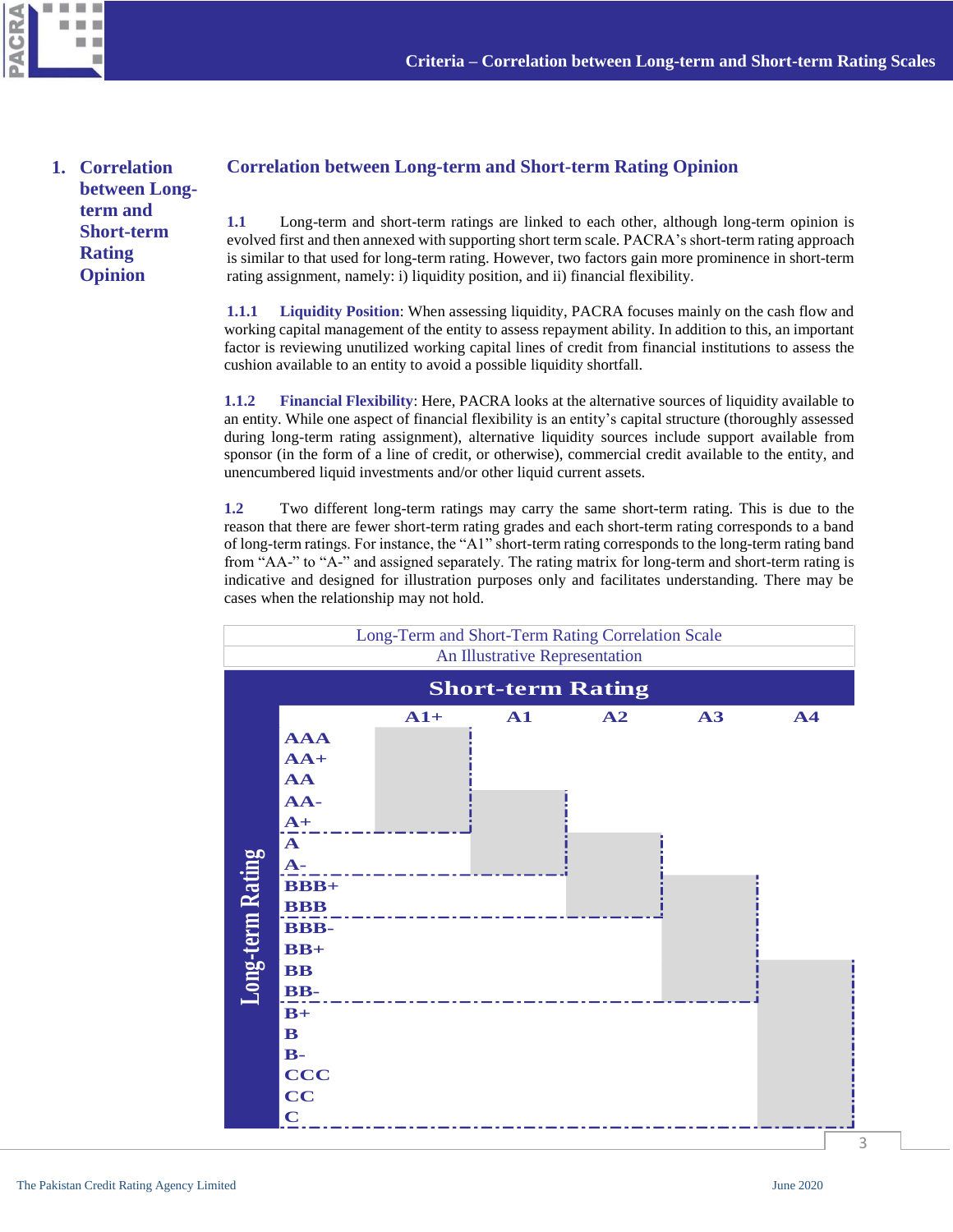## 1. Correlation between Long-term and Short-term Rating Opinion

### Correlation between Long-term and Short-term Rating Opinion

**1.1** Long-term and short-term ratings are linked to each other, although long-term opinion is evolved first and then annexed with supporting short term scale. PACRA's short-term rating approach is similar to that used for long-term rating. However, two factors gain more prominence in short-term rating assignment, namely: i) liquidity position, and ii) financial flexibility.

**1.1.1 Liquidity Position**: When assessing liquidity, PACRA focuses mainly on the cash flow and working capital management of the entity to assess repayment ability. In addition to this, an important factor is reviewing unutilized working capital lines of credit from financial institutions to assess the cushion available to an entity to avoid a possible liquidity shortfall.

**1.1.2 Financial Flexibility**: Here, PACRA looks at the alternative sources of liquidity available to an entity. While one aspect of financial flexibility is an entity's capital structure (thoroughly assessed during long-term rating assignment), alternative liquidity sources include support available from sponsor (in the form of a line of credit, or otherwise), commercial credit available to the entity, and unencumbered liquid investments and/or other liquid current assets.

**1.2** Two different long-term ratings may carry the same short-term rating. This is due to the reason that there are fewer short-term rating grades and each short-term rating corresponds to a band of long-term ratings. For instance, the "A1" short-term rating corresponds to the long-term rating band from "AA-" to "A-" and assigned separately. The rating matrix for long-term and short-term rating is indicative and designed for illustration purposes only and facilitates understanding. There may be cases when the relationship may not hold.

Long-Term and Short-Term Rating Correlation Scale
An Illustrative Representation

Short-term Rating
A1+ A1 A2 A3 A4

Long-term Rating
AAA
AA+
AA
AA-
A+
A
A-
BBB+
BBB
BBB-
BB+
BB
BB-
B+
B
B-
CCC
CC
C